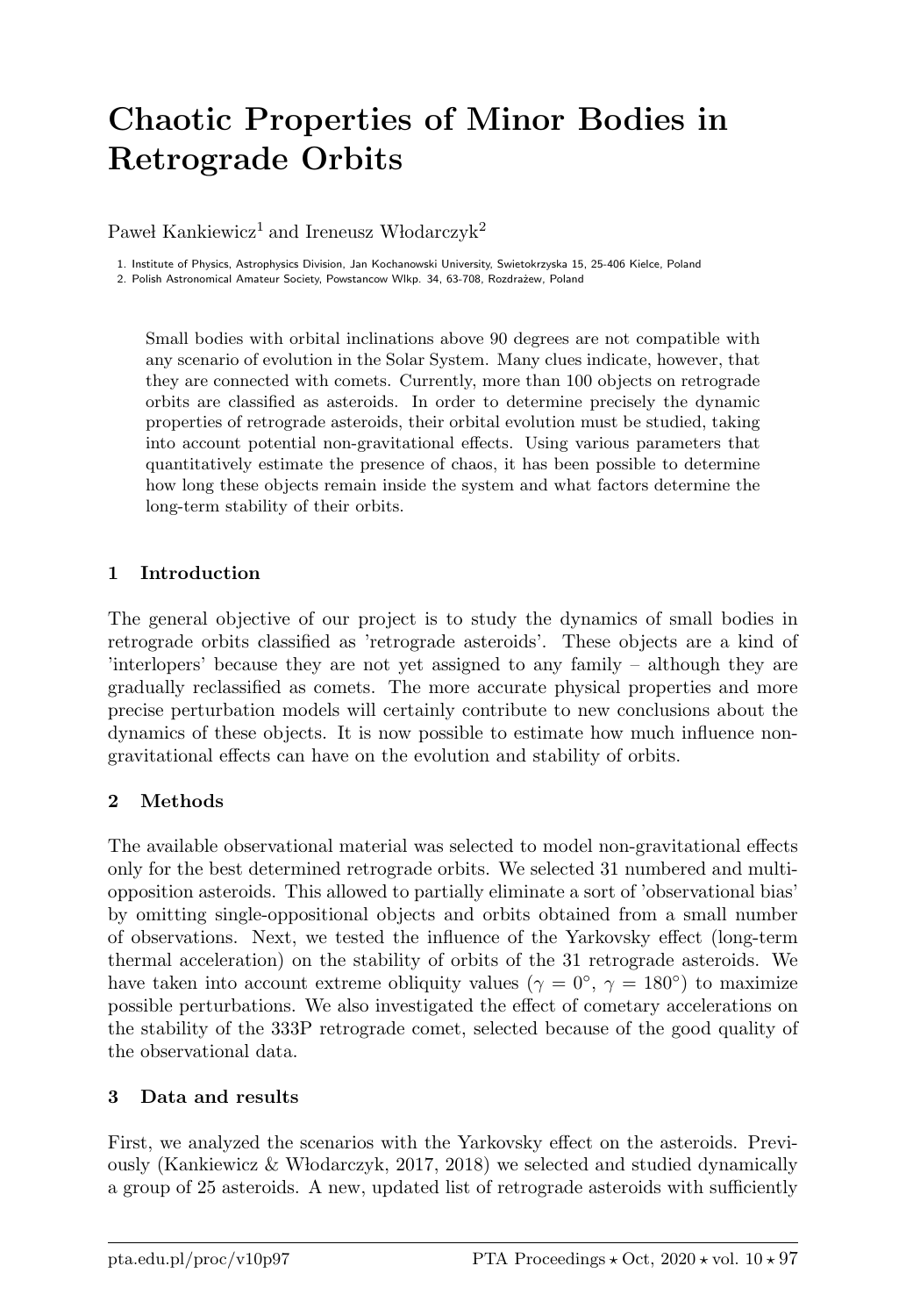# Chaotic Properties of Minor Bodies in Retrograde Orbits

Paweł Kankiewicz[1] and Ireneusz Włodarczyk[2]

1. Institute of Physics, Astrophysics Division, Jan Kochanowski University, Swietokrzyska 15, 25-406 Kielce, Poland
2. Polish Astronomical Amateur Society, Powstancow Wlkp. 34, 63-708, Rozdrażew, Poland

Small bodies with orbital inclinations above 90 degrees are not compatible with any scenario of evolution in the Solar System. Many clues indicate, however, that they are connected with comets. Currently, more than 100 objects on retrograde orbits are classified as asteroids. In order to determine precisely the dynamic properties of retrograde asteroids, their orbital evolution must be studied, taking into account potential non-gravitational effects. Using various parameters that quantitatively estimate the presence of chaos, it has been possible to determine how long these objects remain inside the system and what factors determine the long-term stability of their orbits.

## 1 Introduction

The general objective of our project is to study the dynamics of small bodies in retrograde orbits classified as 'retrograde asteroids'. These objects are a kind of 'interlopers' because they are not yet assigned to any family – although they are gradually reclassified as comets. The more accurate physical properties and more precise perturbation models will certainly contribute to new conclusions about the dynamics of these objects. It is now possible to estimate how much influence non-gravitational effects can have on the evolution and stability of orbits.

## 2 Methods

The available observational material was selected to model non-gravitational effects only for the best determined retrograde orbits. We selected 31 numbered and multi-opposition asteroids. This allowed to partially eliminate a sort of 'observational bias' by omitting single-oppositional objects and orbits obtained from a small number of observations. Next, we tested the influence of the Yarkovsky effect (long-term thermal acceleration) on the stability of orbits of the 31 retrograde asteroids. We have taken into account extreme obliquity values ($\gamma = 0°$, $\gamma = 180°$) to maximize possible perturbations. We also investigated the effect of cometary accelerations on the stability of the 333P retrograde comet, selected because of the good quality of the observational data.

## 3 Data and results

First, we analyzed the scenarios with the Yarkovsky effect on the asteroids. Previously (Kankiewicz & Włodarczyk, 2017, 2018) we selected and studied dynamically a group of 25 asteroids. A new, updated list of retrograde asteroids with sufficiently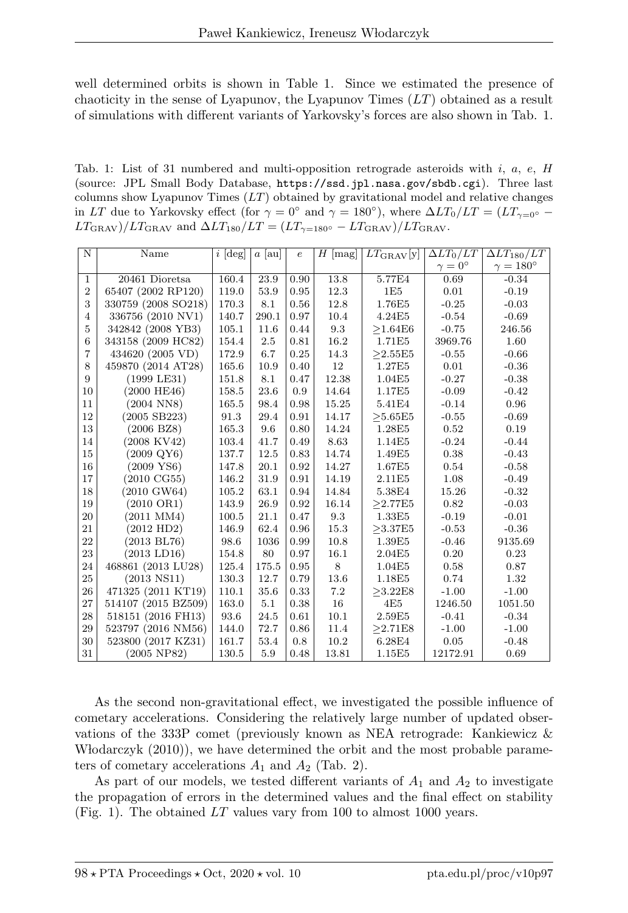well determined orbits is shown in Table 1. Since we estimated the presence of chaoticity in the sense of Lyapunov, the Lyapunov Times ($LT$) obtained as a result of simulations with different variants of Yarkovsky's forces are also shown in Tab. 1.

Tab. 1: List of 31 numbered and multi-opposition retrograde asteroids with $i$, $a$, $e$, $H$ (source: JPL Small Body Database, https://ssd.jpl.nasa.gov/sbdb.cgi). Three last columns show Lyapunov Times ($LT$) obtained by gravitational model and relative changes in $LT$ due to Yarkovsky effect (for $\gamma = 0°$ and $\gamma = 180°$), where $\Delta LT_0/LT = (LT_{\gamma=0°} - LT_{\mathrm{GRAV}})/LT_{\mathrm{GRAV}}$ and $\Delta LT_{180}/LT = (LT_{\gamma=180°} - LT_{\mathrm{GRAV}})/LT_{\mathrm{GRAV}}$.

| N | Name | $i$ [deg] | $a$ [au] | $e$ | $H$ [mag] | $LT_{\mathrm{GRAV}}$[y] | $\Delta LT_0/LT$ $\gamma = 0°$ | $\Delta LT_{180}/LT$ $\gamma = 180°$ |
|---|---|---|---|---|---|---|---|---|
| 1 | 20461 Dioretsa | 160.4 | 23.9 | 0.90 | 13.8 | 5.77E4 | 0.69 | -0.34 |
| 2 | 65407 (2002 RP120) | 119.0 | 53.9 | 0.95 | 12.3 | 1E5 | 0.01 | -0.19 |
| 3 | 330759 (2008 SO218) | 170.3 | 8.1 | 0.56 | 12.8 | 1.76E5 | -0.25 | -0.03 |
| 4 | 336756 (2010 NV1) | 140.7 | 290.1 | 0.97 | 10.4 | 4.24E5 | -0.54 | -0.69 |
| 5 | 342842 (2008 YB3) | 105.1 | 11.6 | 0.44 | 9.3 | ≥1.64E6 | -0.75 | 246.56 |
| 6 | 343158 (2009 HC82) | 154.4 | 2.5 | 0.81 | 16.2 | 1.71E5 | 3969.76 | 1.60 |
| 7 | 434620 (2005 VD) | 172.9 | 6.7 | 0.25 | 14.3 | ≥2.55E5 | -0.55 | -0.66 |
| 8 | 459870 (2014 AT28) | 165.6 | 10.9 | 0.40 | 12 | 1.27E5 | 0.01 | -0.36 |
| 9 | (1999 LE31) | 151.8 | 8.1 | 0.47 | 12.38 | 1.04E5 | -0.27 | -0.38 |
| 10 | (2000 HE46) | 158.5 | 23.6 | 0.9 | 14.64 | 1.17E5 | -0.09 | -0.42 |
| 11 | (2004 NN8) | 165.5 | 98.4 | 0.98 | 15.25 | 5.41E4 | -0.14 | 0.96 |
| 12 | (2005 SB223) | 91.3 | 29.4 | 0.91 | 14.17 | ≥5.65E5 | -0.55 | -0.69 |
| 13 | (2006 BZ8) | 165.3 | 9.6 | 0.80 | 14.24 | 1.28E5 | 0.52 | 0.19 |
| 14 | (2008 KV42) | 103.4 | 41.7 | 0.49 | 8.63 | 1.14E5 | -0.24 | -0.44 |
| 15 | (2009 QY6) | 137.7 | 12.5 | 0.83 | 14.74 | 1.49E5 | 0.38 | -0.43 |
| 16 | (2009 YS6) | 147.8 | 20.1 | 0.92 | 14.87 | 1.67E5 | 0.54 | -0.58 |
| 17 | (2010 CG55) | 146.2 | 31.9 | 0.91 | 14.19 | 2.11E5 | 1.08 | -0.49 |
| 18 | (2010 GW64) | 105.2 | 63.1 | 0.94 | 14.84 | 5.38E4 | 15.26 | -0.32 |
| 19 | (2010 OR1) | 143.9 | 26.9 | 0.92 | 16.14 | ≥2.77E5 | 0.82 | -0.03 |
| 20 | (2011 MM4) | 100.5 | 21.1 | 0.47 | 9.3 | 1.33E5 | -0.19 | -0.01 |
| 21 | (2012 HD2) | 146.9 | 62.4 | 0.96 | 15.3 | ≥3.37E5 | -0.53 | -0.36 |
| 22 | (2013 BL76) | 98.6 | 1036 | 0.99 | 10.8 | 1.39E5 | -0.46 | 9135.69 |
| 23 | (2013 LD16) | 154.8 | 80 | 0.97 | 16.1 | 2.04E5 | 0.20 | 0.23 |
| 24 | 468861 (2013 LU28) | 125.4 | 175.5 | 0.95 | 8 | 1.04E5 | 0.58 | 0.87 |
| 25 | (2013 NS11) | 130.3 | 12.7 | 0.79 | 13.6 | 1.18E5 | 0.74 | 1.32 |
| 26 | 471325 (2011 KT19) | 110.1 | 35.6 | 0.33 | 7.2 | ≥3.22E8 | -1.00 | -1.00 |
| 27 | 514107 (2015 BZ509) | 163.0 | 5.1 | 0.38 | 16 | 4E5 | 1246.50 | 1051.50 |
| 28 | 518151 (2016 FH13) | 93.6 | 24.5 | 0.61 | 10.1 | 2.59E5 | -0.41 | -0.34 |
| 29 | 523797 (2016 NM56) | 144.0 | 72.7 | 0.86 | 11.4 | ≥2.71E8 | -1.00 | -1.00 |
| 30 | 523800 (2017 KZ31) | 161.7 | 53.4 | 0.8 | 10.2 | 6.28E4 | 0.05 | -0.48 |
| 31 | (2005 NP82) | 130.5 | 5.9 | 0.48 | 13.81 | 1.15E5 | 12172.91 | 0.69 |

As the second non-gravitational effect, we investigated the possible influence of cometary accelerations. Considering the relatively large number of updated observations of the 333P comet (previously known as NEA retrograde: Kankiewicz & Włodarczyk (2010)), we have determined the orbit and the most probable parameters of cometary accelerations $A_1$ and $A_2$ (Tab. 2).

As part of our models, we tested different variants of $A_1$ and $A_2$ to investigate the propagation of errors in the determined values and the final effect on stability (Fig. 1). The obtained $LT$ values vary from 100 to almost 1000 years.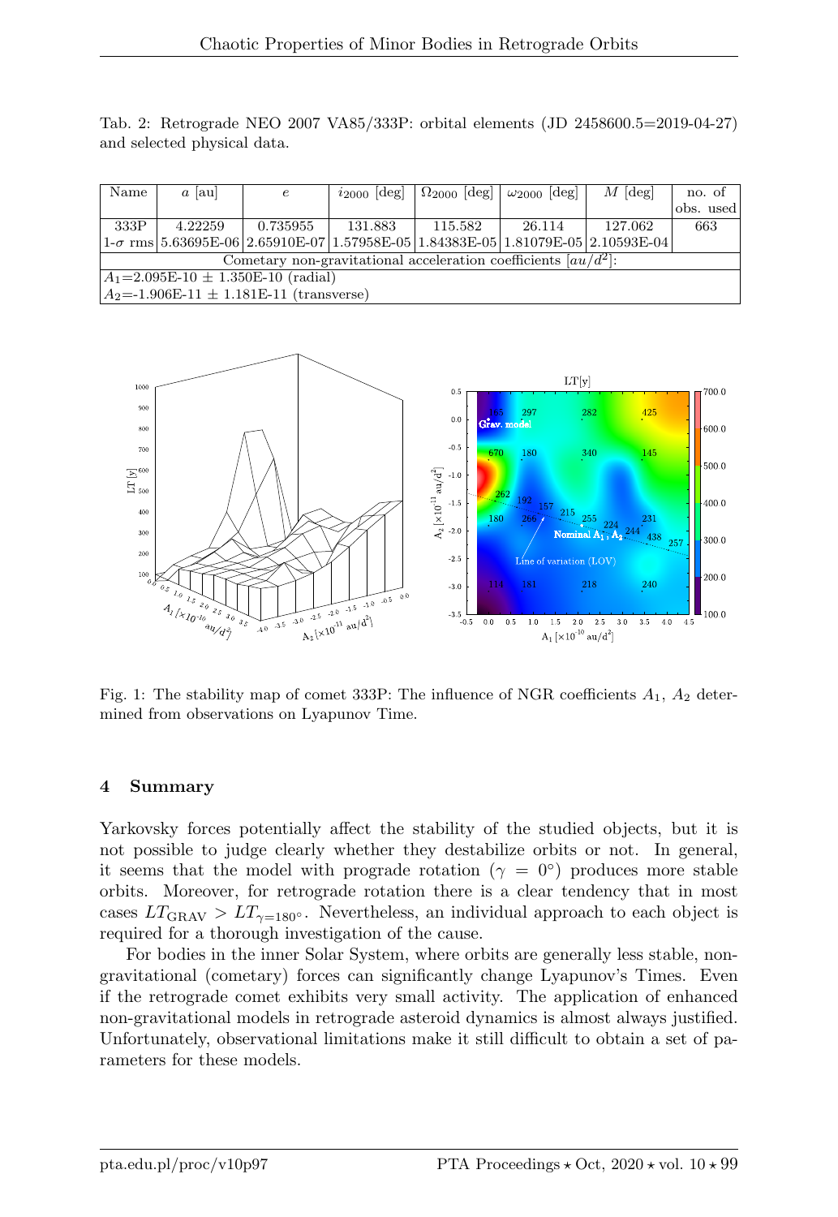Tab. 2: Retrograde NEO 2007 VA85/333P: orbital elements (JD 2458600.5=2019-04-27) and selected physical data.

| Name | $a$ [au] | $e$ | $i_{2000}$ [deg] | $\Omega_{2000}$ [deg] | $\omega_{2000}$ [deg] | $M$ [deg] | no. of obs. used |
|---|---|---|---|---|---|---|---|
| 333P | 4.22259 | 0.735955 | 131.883 | 115.582 | 26.114 | 127.062 | 663 |
| 1-$\sigma$ rms | 5.63695E-06 | 2.65910E-07 | 1.57958E-05 | 1.84383E-05 | 1.81079E-05 | 2.10593E-04 | |
| Cometary non-gravitational acceleration coefficients [$au/d^2$]: | | | | | | | |
| $A_1$=2.095E-10 ± 1.350E-10 (radial) | | | | | | | |
| $A_2$=-1.906E-11 ± 1.181E-11 (transverse) | | | | | | | |

Fig. 1: The stability map of comet 333P: The influence of NGR coefficients $A_1$, $A_2$ determined from observations on Lyapunov Time.

## 4 Summary

Yarkovsky forces potentially affect the stability of the studied objects, but it is not possible to judge clearly whether they destabilize orbits or not. In general, it seems that the model with prograde rotation ($\gamma = 0^\circ$) produces more stable orbits. Moreover, for retrograde rotation there is a clear tendency that in most cases $LT_{\mathrm{GRAV}} > LT_{\gamma=180^\circ}$. Nevertheless, an individual approach to each object is required for a thorough investigation of the cause.

For bodies in the inner Solar System, where orbits are generally less stable, non-gravitational (cometary) forces can significantly change Lyapunov's Times. Even if the retrograde comet exhibits very small activity. The application of enhanced non-gravitational models in retrograde asteroid dynamics is almost always justified. Unfortunately, observational limitations make it still difficult to obtain a set of parameters for these models.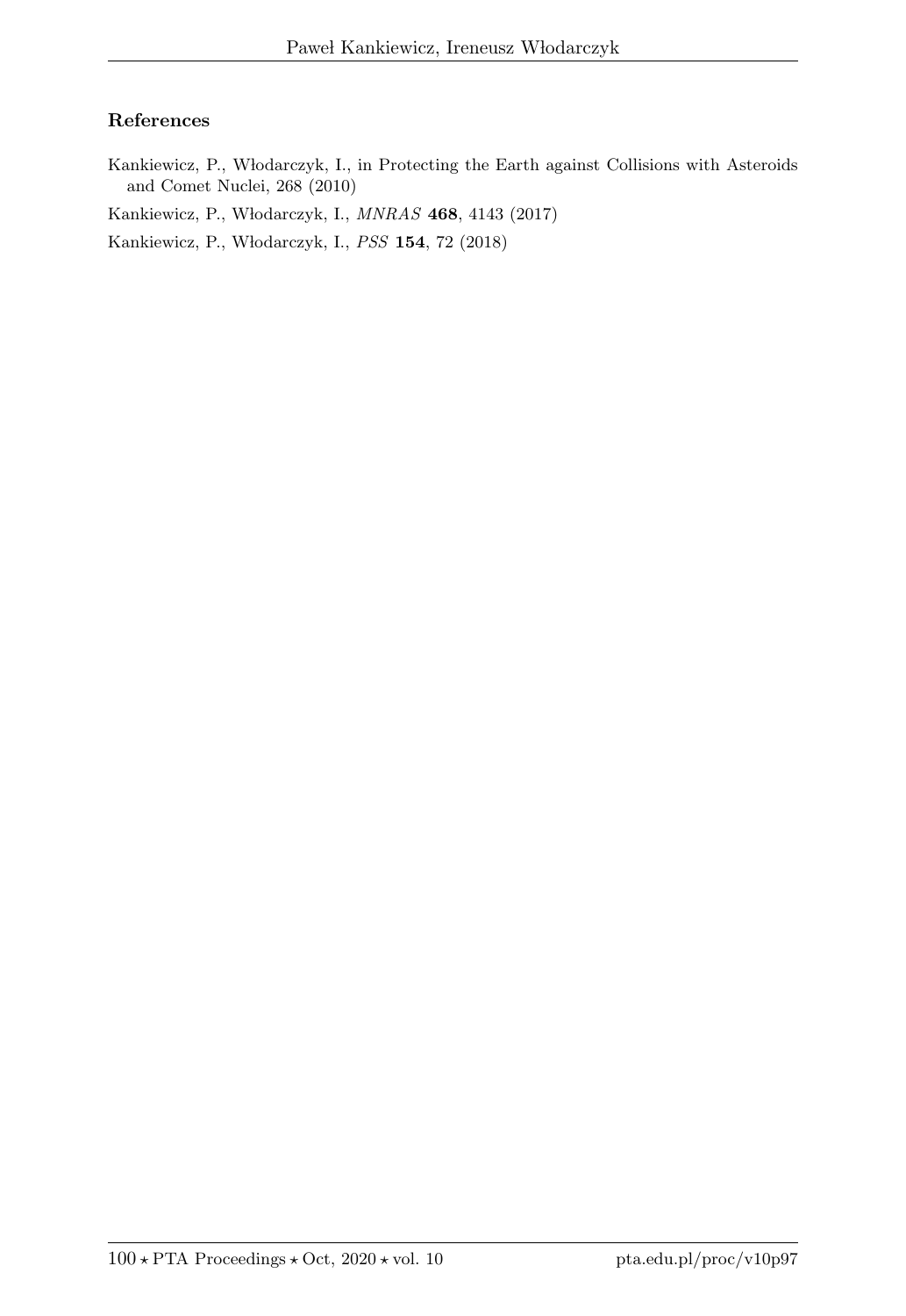## References

Kankiewicz, P., Włodarczyk, I., in Protecting the Earth against Collisions with Asteroids and Comet Nuclei, 268 (2010)

Kankiewicz, P., Włodarczyk, I., *MNRAS* **468**, 4143 (2017)

Kankiewicz, P., Włodarczyk, I., *PSS* **154**, 72 (2018)